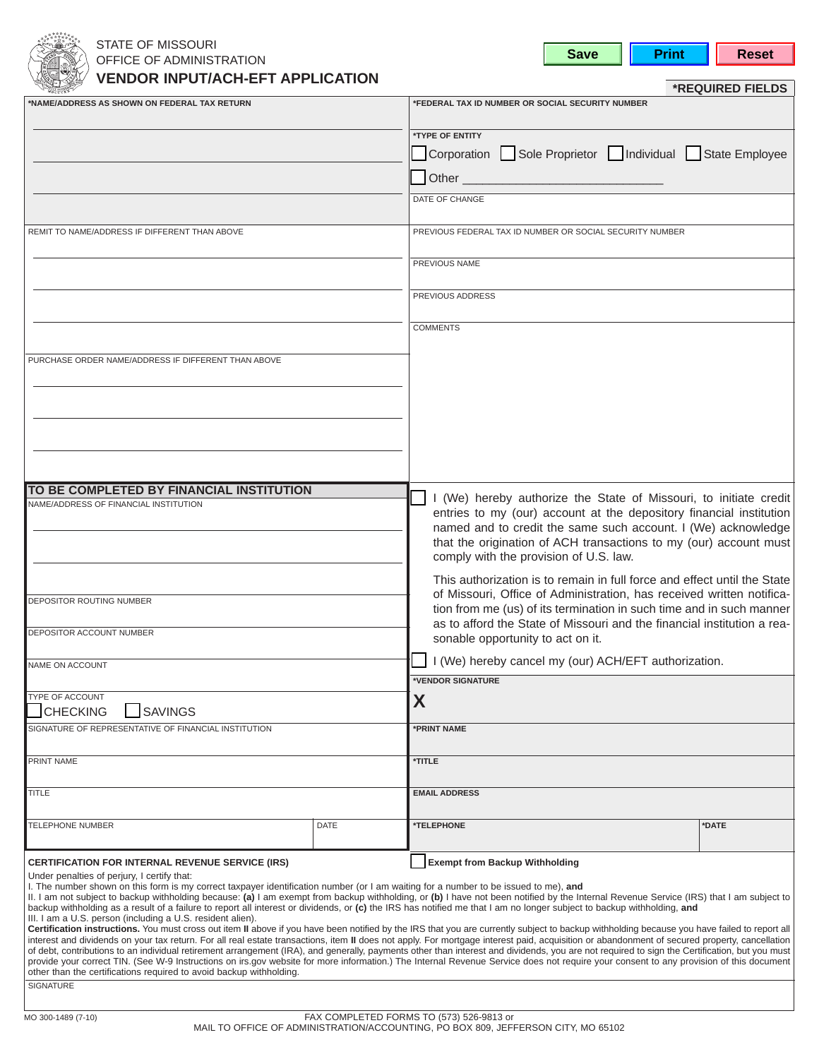STATE OF MISSOURI
OFFICE OF ADMINISTRATION

# VENDOR INPUT/ACH-EFT APPLICATION

Save | Print | Reset

**\*REQUIRED FIELDS**

**\*NAME/ADDRESS AS SHOWN ON FEDERAL TAX RETURN**

**\*FEDERAL TAX ID NUMBER OR SOCIAL SECURITY NUMBER**

**\*TYPE OF ENTITY**

☐ Corporation ☐ Sole Proprietor ☐ Individual ☐ State Employee

☐ Other ______________________________

DATE OF CHANGE

REMIT TO NAME/ADDRESS IF DIFFERENT THAN ABOVE

PREVIOUS FEDERAL TAX ID NUMBER OR SOCIAL SECURITY NUMBER

PREVIOUS NAME

PREVIOUS ADDRESS

COMMENTS

PURCHASE ORDER NAME/ADDRESS IF DIFFERENT THAN ABOVE

## TO BE COMPLETED BY FINANCIAL INSTITUTION

NAME/ADDRESS OF FINANCIAL INSTITUTION

DEPOSITOR ROUTING NUMBER

DEPOSITOR ACCOUNT NUMBER

NAME ON ACCOUNT

TYPE OF ACCOUNT

☐ CHECKING ☐ SAVINGS

SIGNATURE OF REPRESENTATIVE OF FINANCIAL INSTITUTION

PRINT NAME

TITLE

TELEPHONE NUMBER | DATE

☐ I (We) hereby authorize the State of Missouri, to initiate credit entries to my (our) account at the depository financial institution named and to credit the same such account. I (We) acknowledge that the origination of ACH transactions to my (our) account must comply with the provision of U.S. law.

This authorization is to remain in full force and effect until the State of Missouri, Office of Administration, has received written notification from me (us) of its termination in such time and in such manner as to afford the State of Missouri and the financial institution a reasonable opportunity to act on it.

☐ I (We) hereby cancel my (our) ACH/EFT authorization.

**\*VENDOR SIGNATURE**

**X**

**\*PRINT NAME**

**\*TITLE**

**EMAIL ADDRESS**

**\*TELEPHONE** | **\*DATE**

**CERTIFICATION FOR INTERNAL REVENUE SERVICE (IRS)**

☐ **Exempt from Backup Withholding**

Under penalties of perjury, I certify that:

I. The number shown on this form is my correct taxpayer identification number (or I am waiting for a number to be issued to me), **and**

II. I am not subject to backup withholding because: **(a)** I am exempt from backup withholding, or **(b)** I have not been notified by the Internal Revenue Service (IRS) that I am subject to backup withholding as a result of a failure to report all interest or dividends, or **(c)** the IRS has notified me that I am no longer subject to backup withholding, **and**

III. I am a U.S. person (including a U.S. resident alien).

**Certification instructions.** You must cross out item **II** above if you have been notified by the IRS that you are currently subject to backup withholding because you have failed to report all interest and dividends on your tax return. For all real estate transactions, item **II** does not apply. For mortgage interest paid, acquisition or abandonment of secured property, cancellation of debt, contributions to an individual retirement arrangement (IRA), and generally, payments other than interest and dividends, you are not required to sign the Certification, but you must provide your correct TIN. (See W-9 Instructions on irs.gov website for more information.) The Internal Revenue Service does not require your consent to any provision of this document other than the certifications required to avoid backup withholding.

SIGNATURE

MO 300-1489 (7-10)

FAX COMPLETED FORMS TO (573) 526-9813 or
MAIL TO OFFICE OF ADMINISTRATION/ACCOUNTING, PO BOX 809, JEFFERSON CITY, MO 65102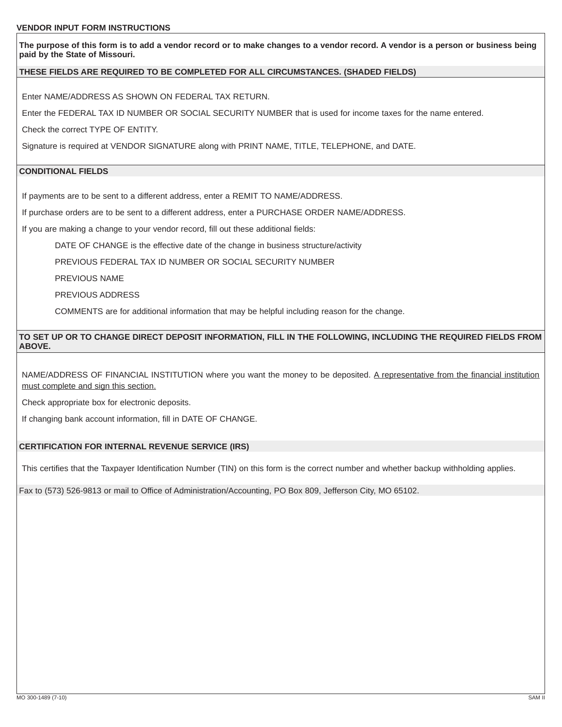# VENDOR INPUT FORM INSTRUCTIONS

**The purpose of this form is to add a vendor record or to make changes to a vendor record. A vendor is a person or business being paid by the State of Missouri.**

## THESE FIELDS ARE REQUIRED TO BE COMPLETED FOR ALL CIRCUMSTANCES. (SHADED FIELDS)

Enter NAME/ADDRESS AS SHOWN ON FEDERAL TAX RETURN.

Enter the FEDERAL TAX ID NUMBER OR SOCIAL SECURITY NUMBER that is used for income taxes for the name entered.

Check the correct TYPE OF ENTITY.

Signature is required at VENDOR SIGNATURE along with PRINT NAME, TITLE, TELEPHONE, and DATE.

## CONDITIONAL FIELDS

If payments are to be sent to a different address, enter a REMIT TO NAME/ADDRESS.

If purchase orders are to be sent to a different address, enter a PURCHASE ORDER NAME/ADDRESS.

If you are making a change to your vendor record, fill out these additional fields:

- DATE OF CHANGE is the effective date of the change in business structure/activity
- PREVIOUS FEDERAL TAX ID NUMBER OR SOCIAL SECURITY NUMBER
- PREVIOUS NAME
- PREVIOUS ADDRESS
- COMMENTS are for additional information that may be helpful including reason for the change.

## TO SET UP OR TO CHANGE DIRECT DEPOSIT INFORMATION, FILL IN THE FOLLOWING, INCLUDING THE REQUIRED FIELDS FROM ABOVE.

NAME/ADDRESS OF FINANCIAL INSTITUTION where you want the money to be deposited. A representative from the financial institution must complete and sign this section.

Check appropriate box for electronic deposits.

If changing bank account information, fill in DATE OF CHANGE.

## CERTIFICATION FOR INTERNAL REVENUE SERVICE (IRS)

This certifies that the Taxpayer Identification Number (TIN) on this form is the correct number and whether backup withholding applies.

Fax to (573) 526-9813 or mail to Office of Administration/Accounting, PO Box 809, Jefferson City, MO 65102.

MO 300-1489 (7-10) SAM II